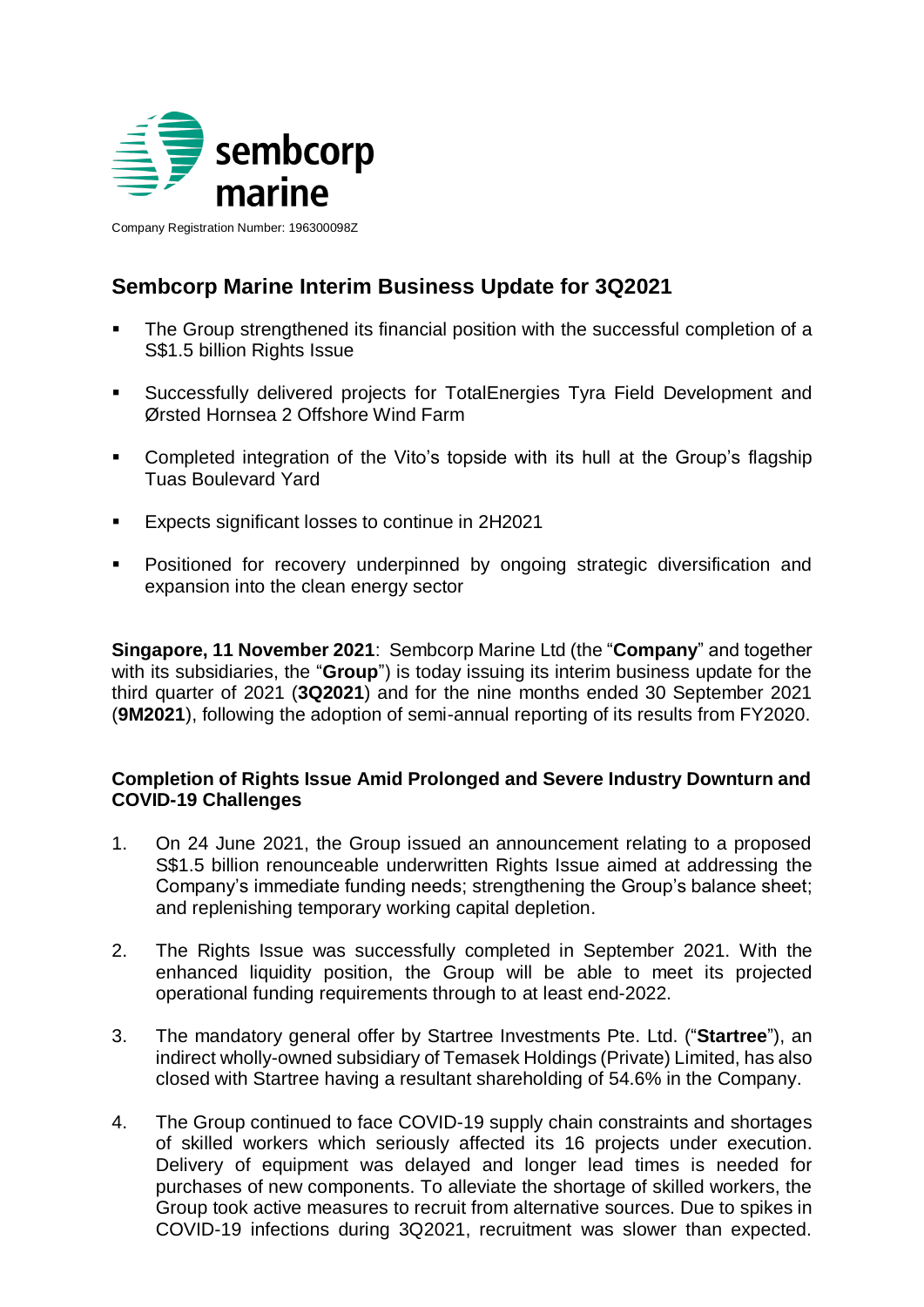sembcorp marine

Company Registration Number: 196300098Z

# Sembcorp Marine Interim Business Update for 3Q2021

- The Group strengthened its financial position with the successful completion of a S$1.5 billion Rights Issue
- Successfully delivered projects for TotalEnergies Tyra Field Development and Ørsted Hornsea 2 Offshore Wind Farm
- Completed integration of the Vito's topside with its hull at the Group's flagship Tuas Boulevard Yard
- Expects significant losses to continue in 2H2021
- Positioned for recovery underpinned by ongoing strategic diversification and expansion into the clean energy sector

**Singapore, 11 November 2021**: Sembcorp Marine Ltd (the "**Company**" and together with its subsidiaries, the "**Group**") is today issuing its interim business update for the third quarter of 2021 (**3Q2021**) and for the nine months ended 30 September 2021 (**9M2021**), following the adoption of semi-annual reporting of its results from FY2020.

### Completion of Rights Issue Amid Prolonged and Severe Industry Downturn and COVID-19 Challenges

1. On 24 June 2021, the Group issued an announcement relating to a proposed S$1.5 billion renounceable underwritten Rights Issue aimed at addressing the Company's immediate funding needs; strengthening the Group's balance sheet; and replenishing temporary working capital depletion.

2. The Rights Issue was successfully completed in September 2021. With the enhanced liquidity position, the Group will be able to meet its projected operational funding requirements through to at least end-2022.

3. The mandatory general offer by Startree Investments Pte. Ltd. ("**Startree**"), an indirect wholly-owned subsidiary of Temasek Holdings (Private) Limited, has also closed with Startree having a resultant shareholding of 54.6% in the Company.

4. The Group continued to face COVID-19 supply chain constraints and shortages of skilled workers which seriously affected its 16 projects under execution. Delivery of equipment was delayed and longer lead times is needed for purchases of new components. To alleviate the shortage of skilled workers, the Group took active measures to recruit from alternative sources. Due to spikes in COVID-19 infections during 3Q2021, recruitment was slower than expected.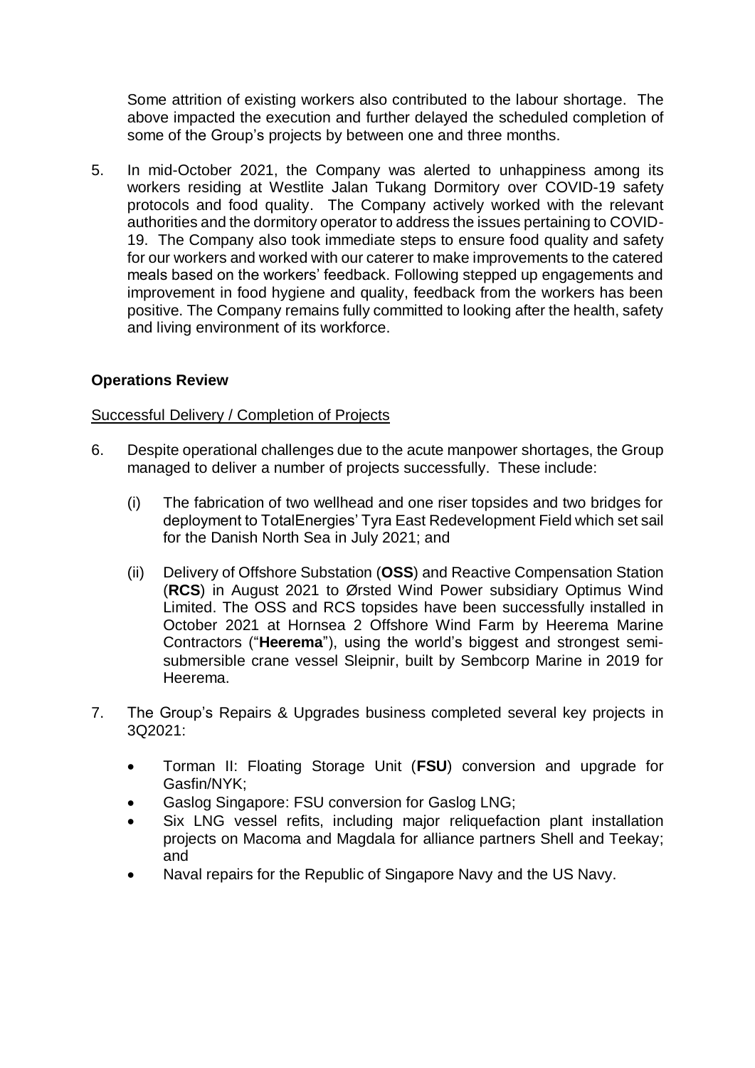Some attrition of existing workers also contributed to the labour shortage. The above impacted the execution and further delayed the scheduled completion of some of the Group's projects by between one and three months.

5. In mid-October 2021, the Company was alerted to unhappiness among its workers residing at Westlite Jalan Tukang Dormitory over COVID-19 safety protocols and food quality. The Company actively worked with the relevant authorities and the dormitory operator to address the issues pertaining to COVID-19. The Company also took immediate steps to ensure food quality and safety for our workers and worked with our caterer to make improvements to the catered meals based on the workers' feedback. Following stepped up engagements and improvement in food hygiene and quality, feedback from the workers has been positive. The Company remains fully committed to looking after the health, safety and living environment of its workforce.

**Operations Review**

Successful Delivery / Completion of Projects

6. Despite operational challenges due to the acute manpower shortages, the Group managed to deliver a number of projects successfully. These include:

   (i) The fabrication of two wellhead and one riser topsides and two bridges for deployment to TotalEnergies' Tyra East Redevelopment Field which set sail for the Danish North Sea in July 2021; and

   (ii) Delivery of Offshore Substation (**OSS**) and Reactive Compensation Station (**RCS**) in August 2021 to Ørsted Wind Power subsidiary Optimus Wind Limited. The OSS and RCS topsides have been successfully installed in October 2021 at Hornsea 2 Offshore Wind Farm by Heerema Marine Contractors ("**Heerema**"), using the world's biggest and strongest semi-submersible crane vessel Sleipnir, built by Sembcorp Marine in 2019 for Heerema.

7. The Group's Repairs & Upgrades business completed several key projects in 3Q2021:

   - Torman II: Floating Storage Unit (**FSU**) conversion and upgrade for Gasfin/NYK;
   - Gaslog Singapore: FSU conversion for Gaslog LNG;
   - Six LNG vessel refits, including major reliquefaction plant installation projects on Macoma and Magdala for alliance partners Shell and Teekay; and
   - Naval repairs for the Republic of Singapore Navy and the US Navy.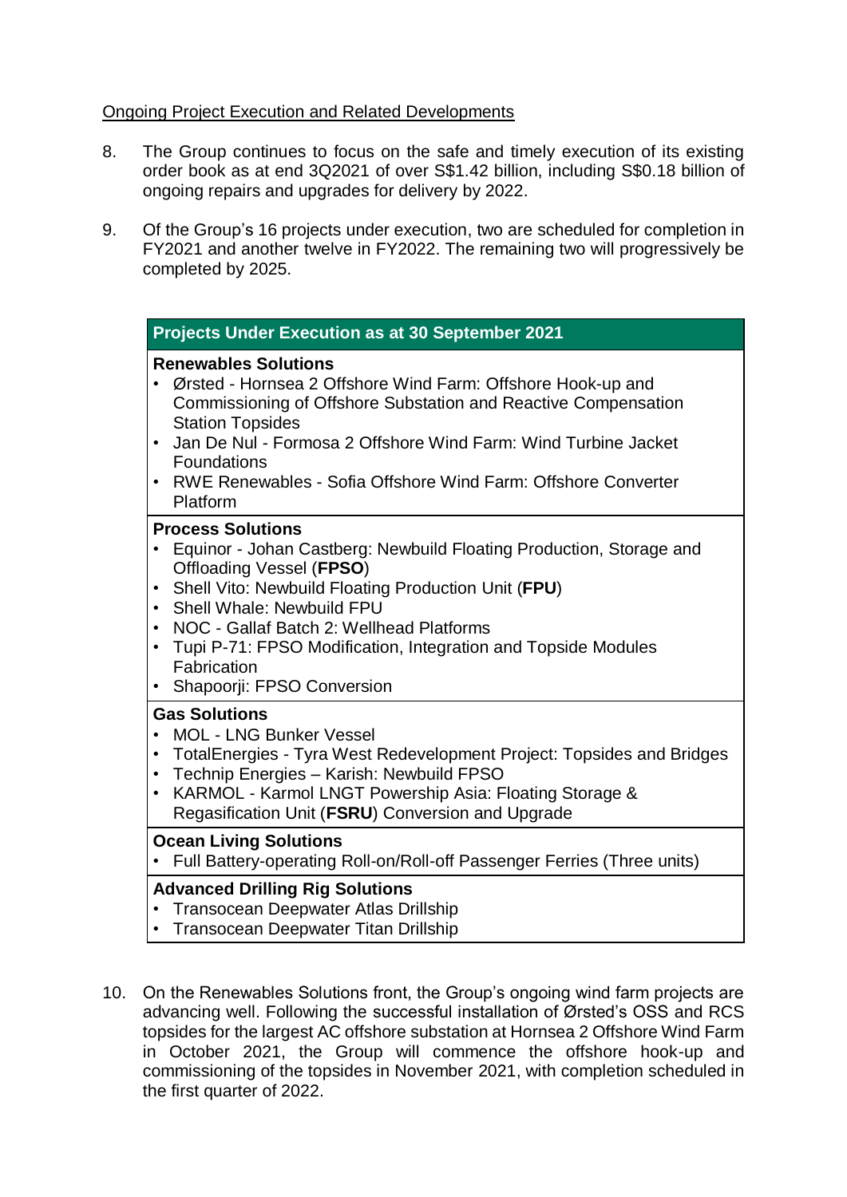Ongoing Project Execution and Related Developments

8. The Group continues to focus on the safe and timely execution of its existing order book as at end 3Q2021 of over S$1.42 billion, including S$0.18 billion of ongoing repairs and upgrades for delivery by 2022.

9. Of the Group's 16 projects under execution, two are scheduled for completion in FY2021 and another twelve in FY2022. The remaining two will progressively be completed by 2025.

| **Projects Under Execution as at 30 September 2021** |
|---|
| **Renewables Solutions**<br>• Ørsted - Hornsea 2 Offshore Wind Farm: Offshore Hook-up and Commissioning of Offshore Substation and Reactive Compensation Station Topsides<br>• Jan De Nul - Formosa 2 Offshore Wind Farm: Wind Turbine Jacket Foundations<br>• RWE Renewables - Sofia Offshore Wind Farm: Offshore Converter Platform |
| **Process Solutions**<br>• Equinor - Johan Castberg: Newbuild Floating Production, Storage and Offloading Vessel (**FPSO**)<br>• Shell Vito: Newbuild Floating Production Unit (**FPU**)<br>• Shell Whale: Newbuild FPU<br>• NOC - Gallaf Batch 2: Wellhead Platforms<br>• Tupi P-71: FPSO Modification, Integration and Topside Modules Fabrication<br>• Shapoorji: FPSO Conversion |
| **Gas Solutions**<br>• MOL - LNG Bunker Vessel<br>• TotalEnergies - Tyra West Redevelopment Project: Topsides and Bridges<br>• Technip Energies – Karish: Newbuild FPSO<br>• KARMOL - Karmol LNGT Powership Asia: Floating Storage & Regasification Unit (**FSRU**) Conversion and Upgrade |
| **Ocean Living Solutions**<br>• Full Battery-operating Roll-on/Roll-off Passenger Ferries (Three units) |
| **Advanced Drilling Rig Solutions**<br>• Transocean Deepwater Atlas Drillship<br>• Transocean Deepwater Titan Drillship |

10. On the Renewables Solutions front, the Group's ongoing wind farm projects are advancing well. Following the successful installation of Ørsted's OSS and RCS topsides for the largest AC offshore substation at Hornsea 2 Offshore Wind Farm in October 2021, the Group will commence the offshore hook-up and commissioning of the topsides in November 2021, with completion scheduled in the first quarter of 2022.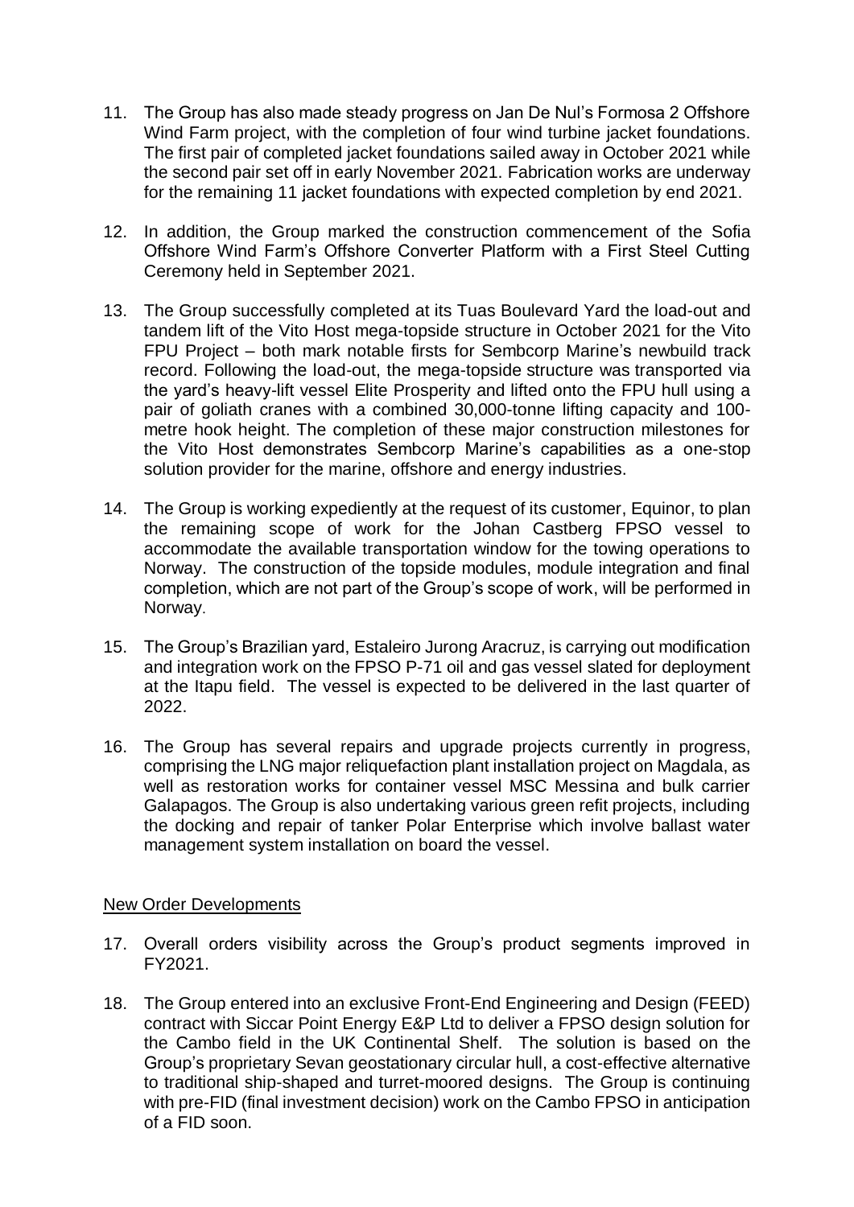11. The Group has also made steady progress on Jan De Nul's Formosa 2 Offshore Wind Farm project, with the completion of four wind turbine jacket foundations. The first pair of completed jacket foundations sailed away in October 2021 while the second pair set off in early November 2021. Fabrication works are underway for the remaining 11 jacket foundations with expected completion by end 2021.

12. In addition, the Group marked the construction commencement of the Sofia Offshore Wind Farm's Offshore Converter Platform with a First Steel Cutting Ceremony held in September 2021.

13. The Group successfully completed at its Tuas Boulevard Yard the load-out and tandem lift of the Vito Host mega-topside structure in October 2021 for the Vito FPU Project – both mark notable firsts for Sembcorp Marine's newbuild track record. Following the load-out, the mega-topside structure was transported via the yard's heavy-lift vessel Elite Prosperity and lifted onto the FPU hull using a pair of goliath cranes with a combined 30,000-tonne lifting capacity and 100-metre hook height. The completion of these major construction milestones for the Vito Host demonstrates Sembcorp Marine's capabilities as a one-stop solution provider for the marine, offshore and energy industries.

14. The Group is working expediently at the request of its customer, Equinor, to plan the remaining scope of work for the Johan Castberg FPSO vessel to accommodate the available transportation window for the towing operations to Norway. The construction of the topside modules, module integration and final completion, which are not part of the Group's scope of work, will be performed in Norway.

15. The Group's Brazilian yard, Estaleiro Jurong Aracruz, is carrying out modification and integration work on the FPSO P-71 oil and gas vessel slated for deployment at the Itapu field. The vessel is expected to be delivered in the last quarter of 2022.

16. The Group has several repairs and upgrade projects currently in progress, comprising the LNG major reliquefaction plant installation project on Magdala, as well as restoration works for container vessel MSC Messina and bulk carrier Galapagos. The Group is also undertaking various green refit projects, including the docking and repair of tanker Polar Enterprise which involve ballast water management system installation on board the vessel.

<u>New Order Developments</u>

17. Overall orders visibility across the Group's product segments improved in FY2021.

18. The Group entered into an exclusive Front-End Engineering and Design (FEED) contract with Siccar Point Energy E&P Ltd to deliver a FPSO design solution for the Cambo field in the UK Continental Shelf. The solution is based on the Group's proprietary Sevan geostationary circular hull, a cost-effective alternative to traditional ship-shaped and turret-moored designs. The Group is continuing with pre-FID (final investment decision) work on the Cambo FPSO in anticipation of a FID soon.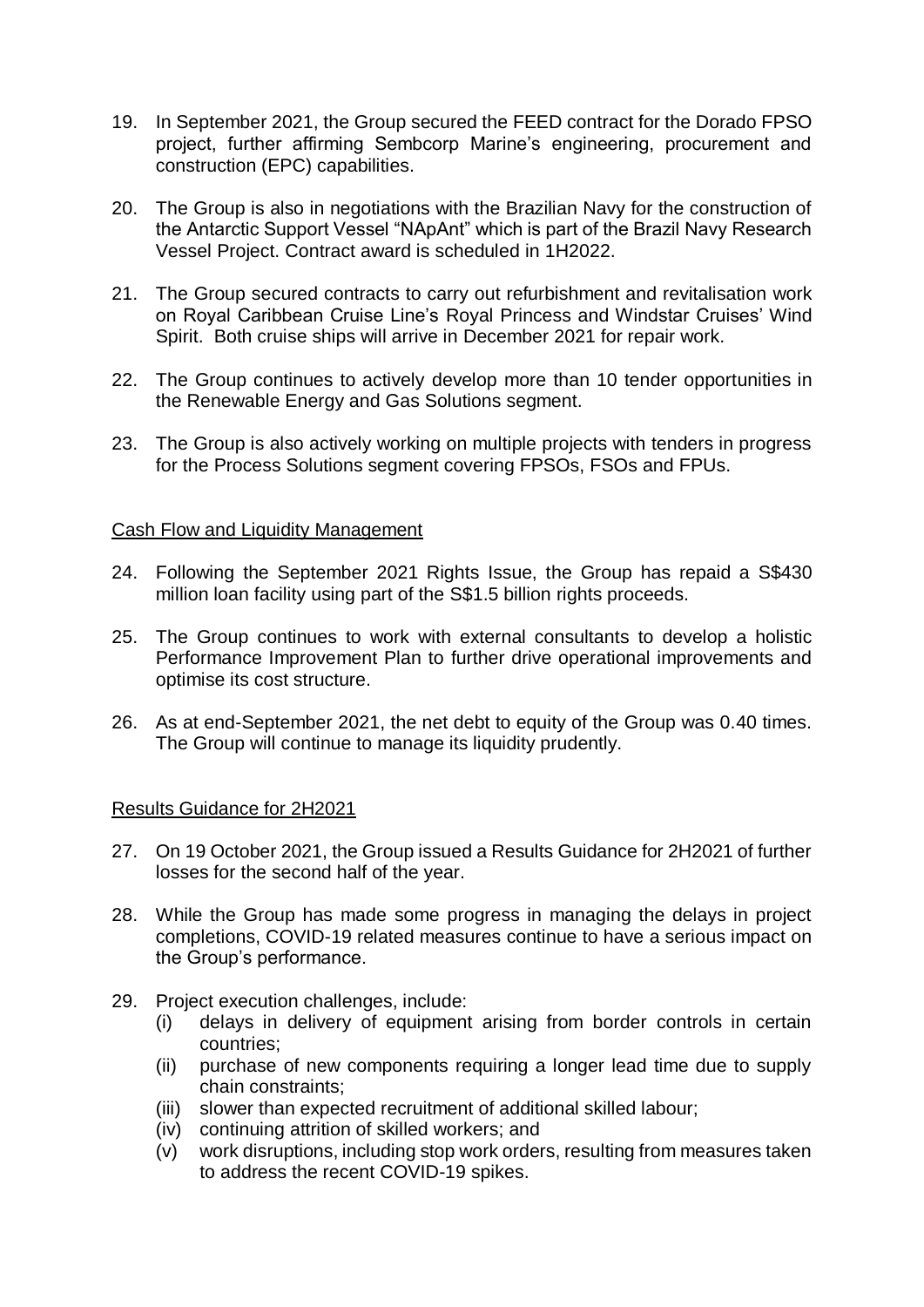19. In September 2021, the Group secured the FEED contract for the Dorado FPSO project, further affirming Sembcorp Marine's engineering, procurement and construction (EPC) capabilities.

20. The Group is also in negotiations with the Brazilian Navy for the construction of the Antarctic Support Vessel "NApAnt" which is part of the Brazil Navy Research Vessel Project. Contract award is scheduled in 1H2022.

21. The Group secured contracts to carry out refurbishment and revitalisation work on Royal Caribbean Cruise Line's Royal Princess and Windstar Cruises' Wind Spirit. Both cruise ships will arrive in December 2021 for repair work.

22. The Group continues to actively develop more than 10 tender opportunities in the Renewable Energy and Gas Solutions segment.

23. The Group is also actively working on multiple projects with tenders in progress for the Process Solutions segment covering FPSOs, FSOs and FPUs.

<u>Cash Flow and Liquidity Management</u>

24. Following the September 2021 Rights Issue, the Group has repaid a S$430 million loan facility using part of the S$1.5 billion rights proceeds.

25. The Group continues to work with external consultants to develop a holistic Performance Improvement Plan to further drive operational improvements and optimise its cost structure.

26. As at end-September 2021, the net debt to equity of the Group was 0.40 times. The Group will continue to manage its liquidity prudently.

<u>Results Guidance for 2H2021</u>

27. On 19 October 2021, the Group issued a Results Guidance for 2H2021 of further losses for the second half of the year.

28. While the Group has made some progress in managing the delays in project completions, COVID-19 related measures continue to have a serious impact on the Group's performance.

29. Project execution challenges, include:
    (i) delays in delivery of equipment arising from border controls in certain countries;
    (ii) purchase of new components requiring a longer lead time due to supply chain constraints;
    (iii) slower than expected recruitment of additional skilled labour;
    (iv) continuing attrition of skilled workers; and
    (v) work disruptions, including stop work orders, resulting from measures taken to address the recent COVID-19 spikes.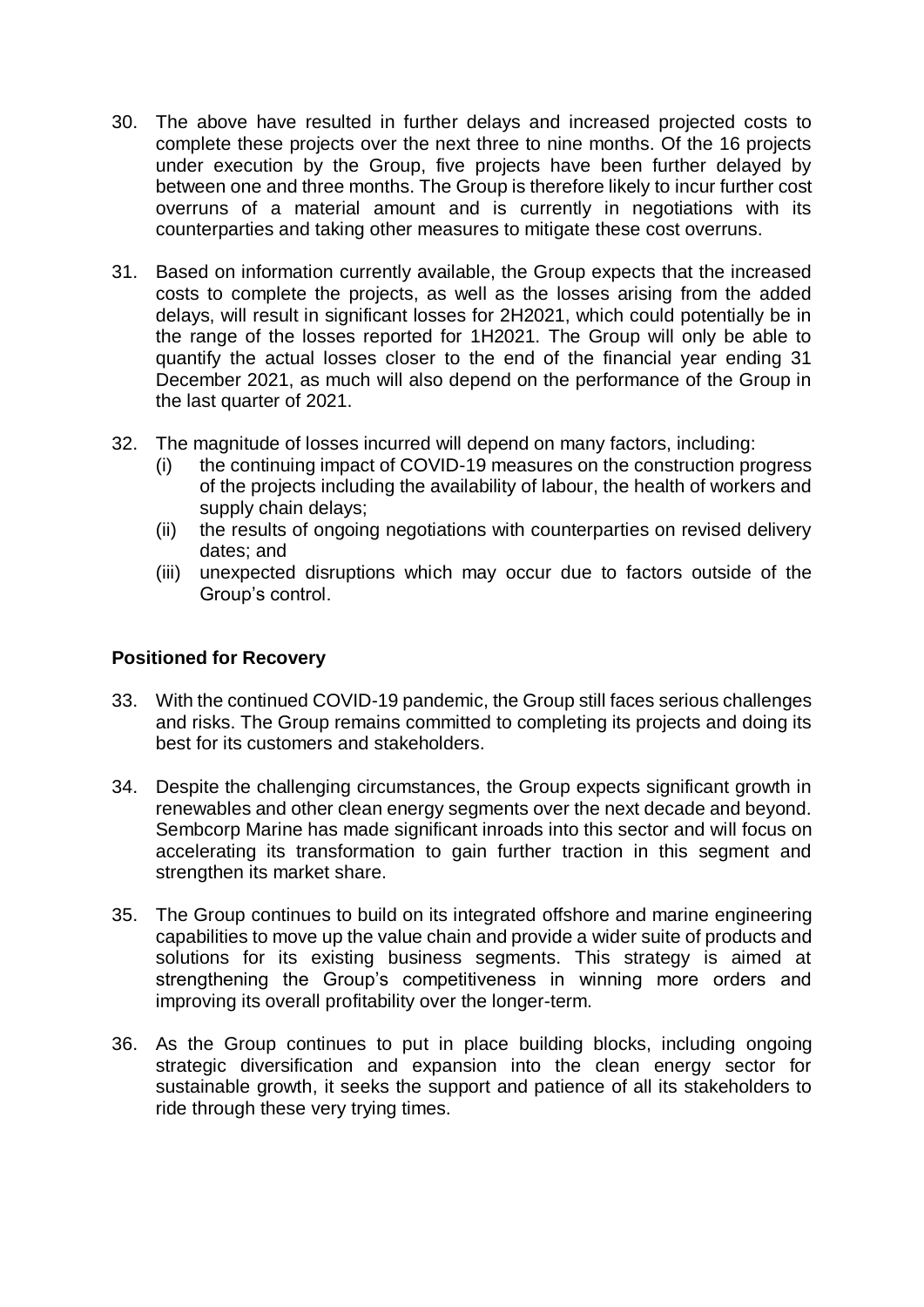30. The above have resulted in further delays and increased projected costs to complete these projects over the next three to nine months. Of the 16 projects under execution by the Group, five projects have been further delayed by between one and three months. The Group is therefore likely to incur further cost overruns of a material amount and is currently in negotiations with its counterparties and taking other measures to mitigate these cost overruns.

31. Based on information currently available, the Group expects that the increased costs to complete the projects, as well as the losses arising from the added delays, will result in significant losses for 2H2021, which could potentially be in the range of the losses reported for 1H2021. The Group will only be able to quantify the actual losses closer to the end of the financial year ending 31 December 2021, as much will also depend on the performance of the Group in the last quarter of 2021.

32. The magnitude of losses incurred will depend on many factors, including:
    (i) the continuing impact of COVID-19 measures on the construction progress of the projects including the availability of labour, the health of workers and supply chain delays;
    (ii) the results of ongoing negotiations with counterparties on revised delivery dates; and
    (iii) unexpected disruptions which may occur due to factors outside of the Group's control.

**Positioned for Recovery**

33. With the continued COVID-19 pandemic, the Group still faces serious challenges and risks. The Group remains committed to completing its projects and doing its best for its customers and stakeholders.

34. Despite the challenging circumstances, the Group expects significant growth in renewables and other clean energy segments over the next decade and beyond. Sembcorp Marine has made significant inroads into this sector and will focus on accelerating its transformation to gain further traction in this segment and strengthen its market share.

35. The Group continues to build on its integrated offshore and marine engineering capabilities to move up the value chain and provide a wider suite of products and solutions for its existing business segments. This strategy is aimed at strengthening the Group's competitiveness in winning more orders and improving its overall profitability over the longer-term.

36. As the Group continues to put in place building blocks, including ongoing strategic diversification and expansion into the clean energy sector for sustainable growth, it seeks the support and patience of all its stakeholders to ride through these very trying times.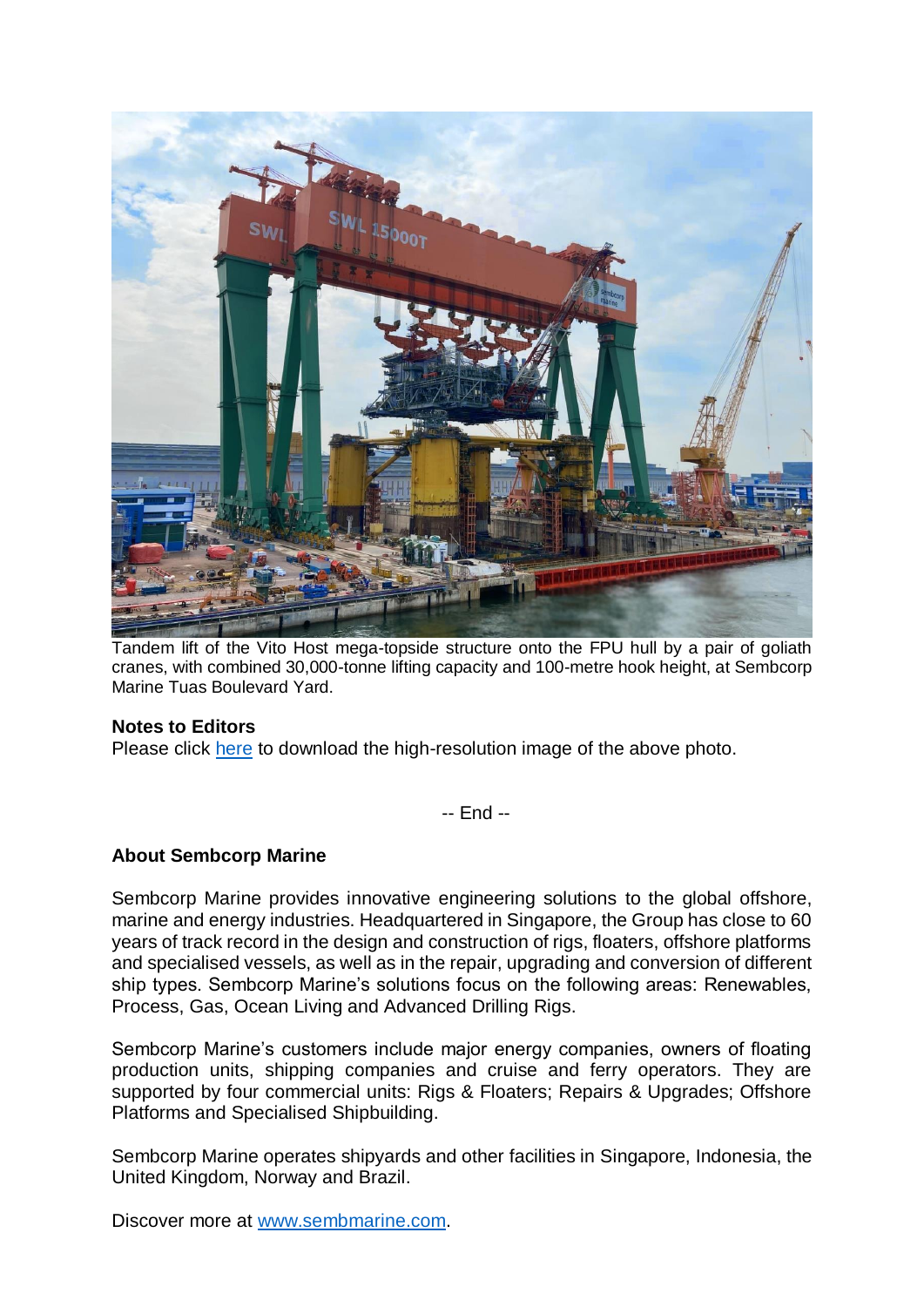Tandem lift of the Vito Host mega-topside structure onto the FPU hull by a pair of goliath cranes, with combined 30,000-tonne lifting capacity and 100-metre hook height, at Sembcorp Marine Tuas Boulevard Yard.

**Notes to Editors**
Please click here to download the high-resolution image of the above photo.

-- End --

**About Sembcorp Marine**

Sembcorp Marine provides innovative engineering solutions to the global offshore, marine and energy industries. Headquartered in Singapore, the Group has close to 60 years of track record in the design and construction of rigs, floaters, offshore platforms and specialised vessels, as well as in the repair, upgrading and conversion of different ship types. Sembcorp Marine's solutions focus on the following areas: Renewables, Process, Gas, Ocean Living and Advanced Drilling Rigs.

Sembcorp Marine's customers include major energy companies, owners of floating production units, shipping companies and cruise and ferry operators. They are supported by four commercial units: Rigs & Floaters; Repairs & Upgrades; Offshore Platforms and Specialised Shipbuilding.

Sembcorp Marine operates shipyards and other facilities in Singapore, Indonesia, the United Kingdom, Norway and Brazil.

Discover more at www.sembmarine.com.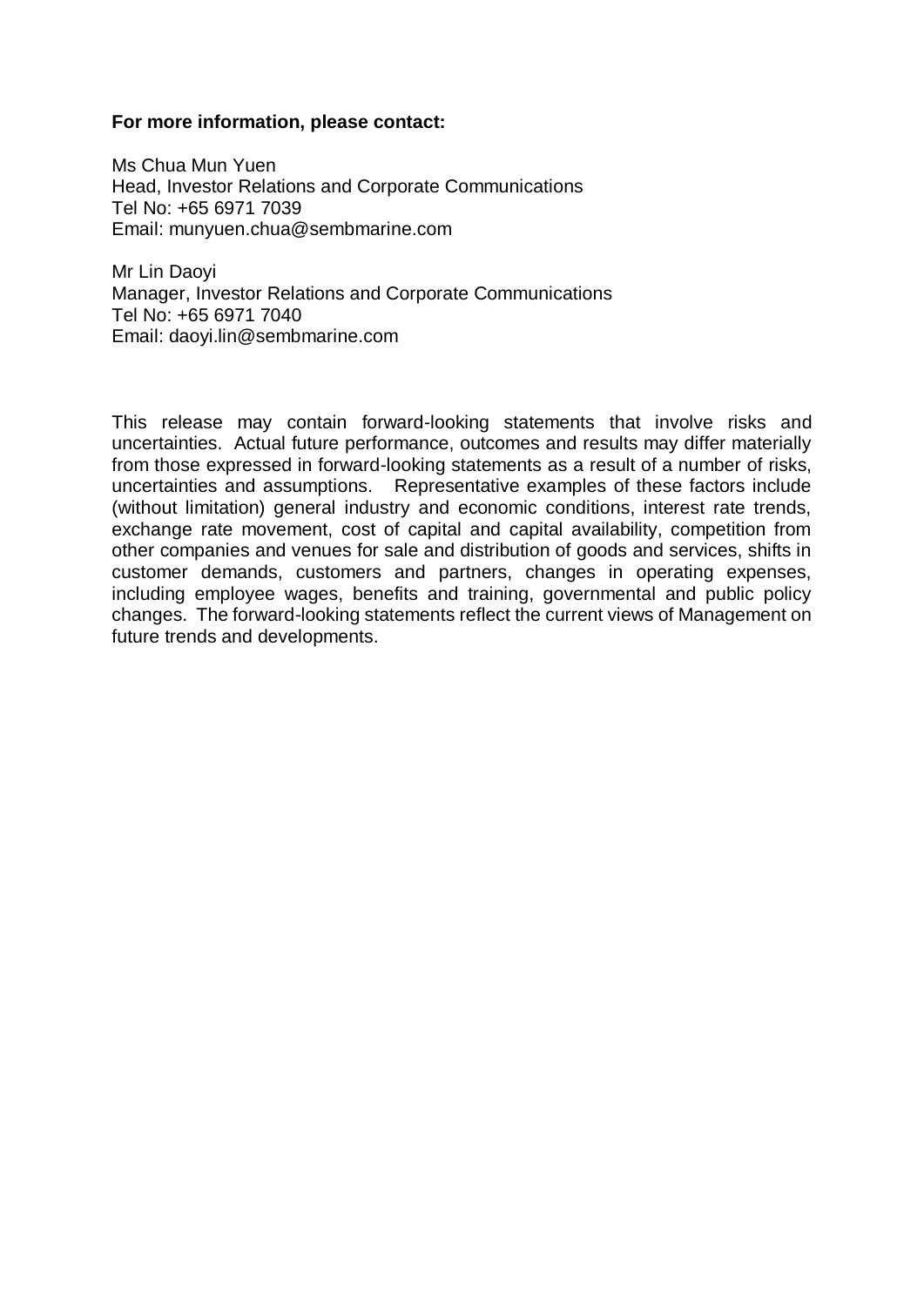**For more information, please contact:**

Ms Chua Mun Yuen
Head, Investor Relations and Corporate Communications
Tel No: +65 6971 7039
Email: munyuen.chua@sembmarine.com

Mr Lin Daoyi
Manager, Investor Relations and Corporate Communications
Tel No: +65 6971 7040
Email: daoyi.lin@sembmarine.com

This release may contain forward-looking statements that involve risks and uncertainties. Actual future performance, outcomes and results may differ materially from those expressed in forward-looking statements as a result of a number of risks, uncertainties and assumptions. Representative examples of these factors include (without limitation) general industry and economic conditions, interest rate trends, exchange rate movement, cost of capital and capital availability, competition from other companies and venues for sale and distribution of goods and services, shifts in customer demands, customers and partners, changes in operating expenses, including employee wages, benefits and training, governmental and public policy changes. The forward-looking statements reflect the current views of Management on future trends and developments.